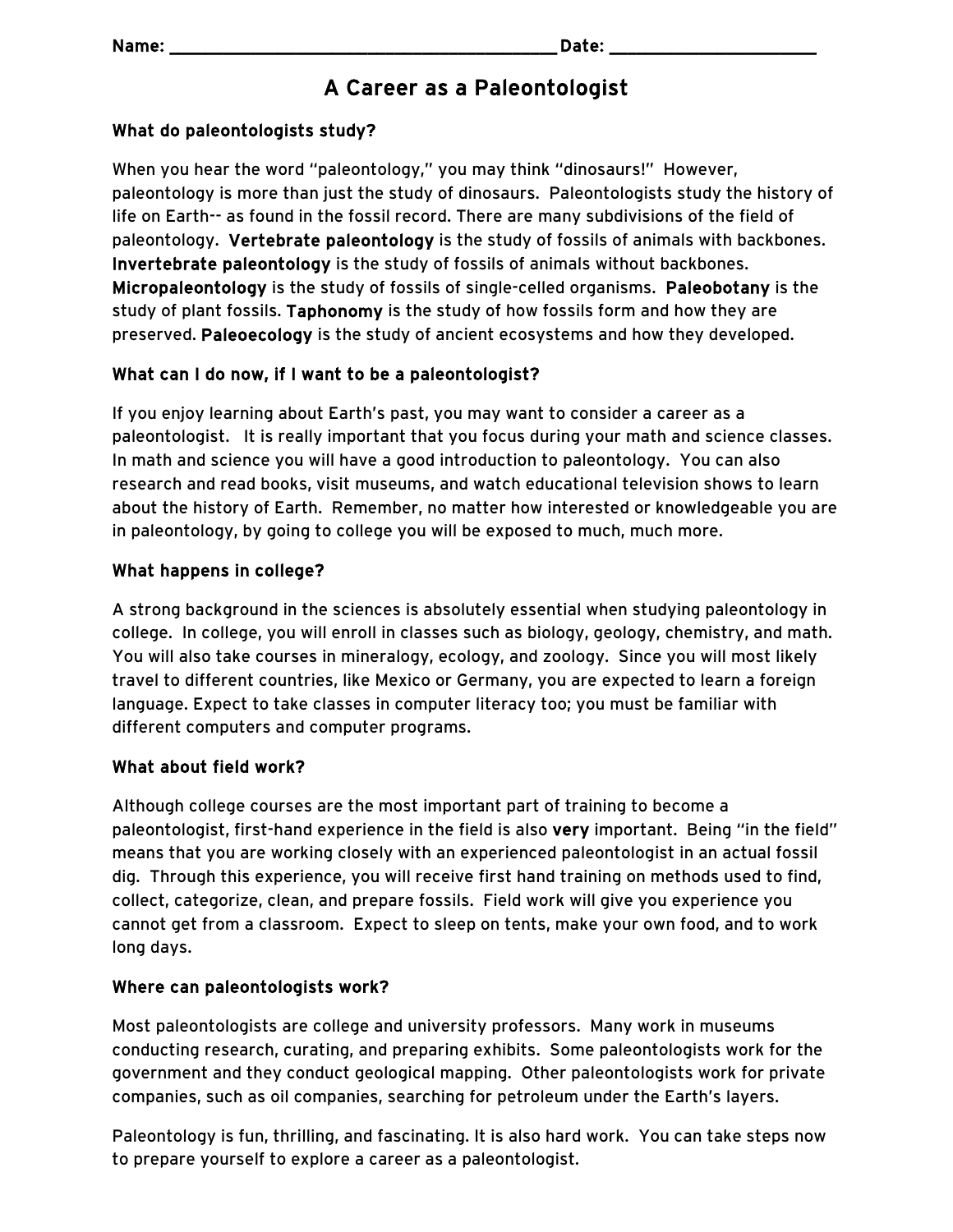**Name:** ______________________________________ **Date:** ____________________

# A Career as a Paleontologist

### What do paleontologists study?

When you hear the word "paleontology," you may think "dinosaurs!" However, paleontology is more than just the study of dinosaurs. Paleontologists study the history of life on Earth-- as found in the fossil record. There are many subdivisions of the field of paleontology. **Vertebrate paleontology** is the study of fossils of animals with backbones. **Invertebrate paleontology** is the study of fossils of animals without backbones. **Micropaleontology** is the study of fossils of single-celled organisms. **Paleobotany** is the study of plant fossils. **Taphonomy** is the study of how fossils form and how they are preserved. **Paleoecology** is the study of ancient ecosystems and how they developed.

### What can I do now, if I want to be a paleontologist?

If you enjoy learning about Earth's past, you may want to consider a career as a paleontologist. It is really important that you focus during your math and science classes. In math and science you will have a good introduction to paleontology. You can also research and read books, visit museums, and watch educational television shows to learn about the history of Earth. Remember, no matter how interested or knowledgeable you are in paleontology, by going to college you will be exposed to much, much more.

### What happens in college?

A strong background in the sciences is absolutely essential when studying paleontology in college. In college, you will enroll in classes such as biology, geology, chemistry, and math. You will also take courses in mineralogy, ecology, and zoology. Since you will most likely travel to different countries, like Mexico or Germany, you are expected to learn a foreign language. Expect to take classes in computer literacy too; you must be familiar with different computers and computer programs.

### What about field work?

Although college courses are the most important part of training to become a paleontologist, first-hand experience in the field is also **very** important. Being "in the field" means that you are working closely with an experienced paleontologist in an actual fossil dig. Through this experience, you will receive first hand training on methods used to find, collect, categorize, clean, and prepare fossils. Field work will give you experience you cannot get from a classroom. Expect to sleep on tents, make your own food, and to work long days.

### Where can paleontologists work?

Most paleontologists are college and university professors. Many work in museums conducting research, curating, and preparing exhibits. Some paleontologists work for the government and they conduct geological mapping. Other paleontologists work for private companies, such as oil companies, searching for petroleum under the Earth's layers.

Paleontology is fun, thrilling, and fascinating. It is also hard work. You can take steps now to prepare yourself to explore a career as a paleontologist.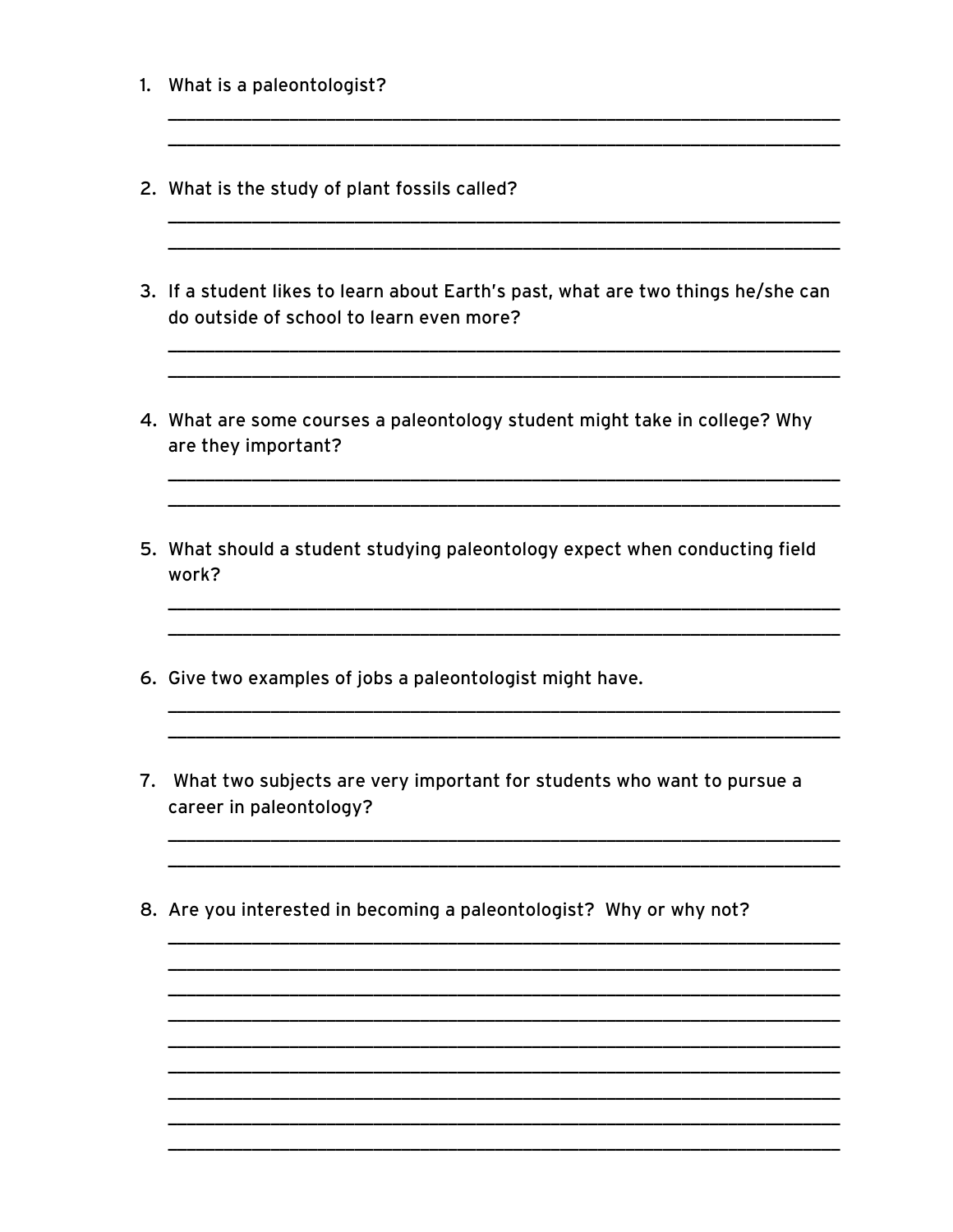1. What is a paleontologist?

______________________________________________________________________

______________________________________________________________________

2. What is the study of plant fossils called?

______________________________________________________________________

______________________________________________________________________

3. If a student likes to learn about Earth's past, what are two things he/she can do outside of school to learn even more?

______________________________________________________________________

______________________________________________________________________

4. What are some courses a paleontology student might take in college? Why are they important?

______________________________________________________________________

______________________________________________________________________

5. What should a student studying paleontology expect when conducting field work?

______________________________________________________________________

______________________________________________________________________

6. Give two examples of jobs a paleontologist might have.

______________________________________________________________________

______________________________________________________________________

7. What two subjects are very important for students who want to pursue a career in paleontology?

______________________________________________________________________

______________________________________________________________________

8. Are you interested in becoming a paleontologist? Why or why not?

______________________________________________________________________

______________________________________________________________________

______________________________________________________________________

______________________________________________________________________

______________________________________________________________________

______________________________________________________________________

______________________________________________________________________

______________________________________________________________________

______________________________________________________________________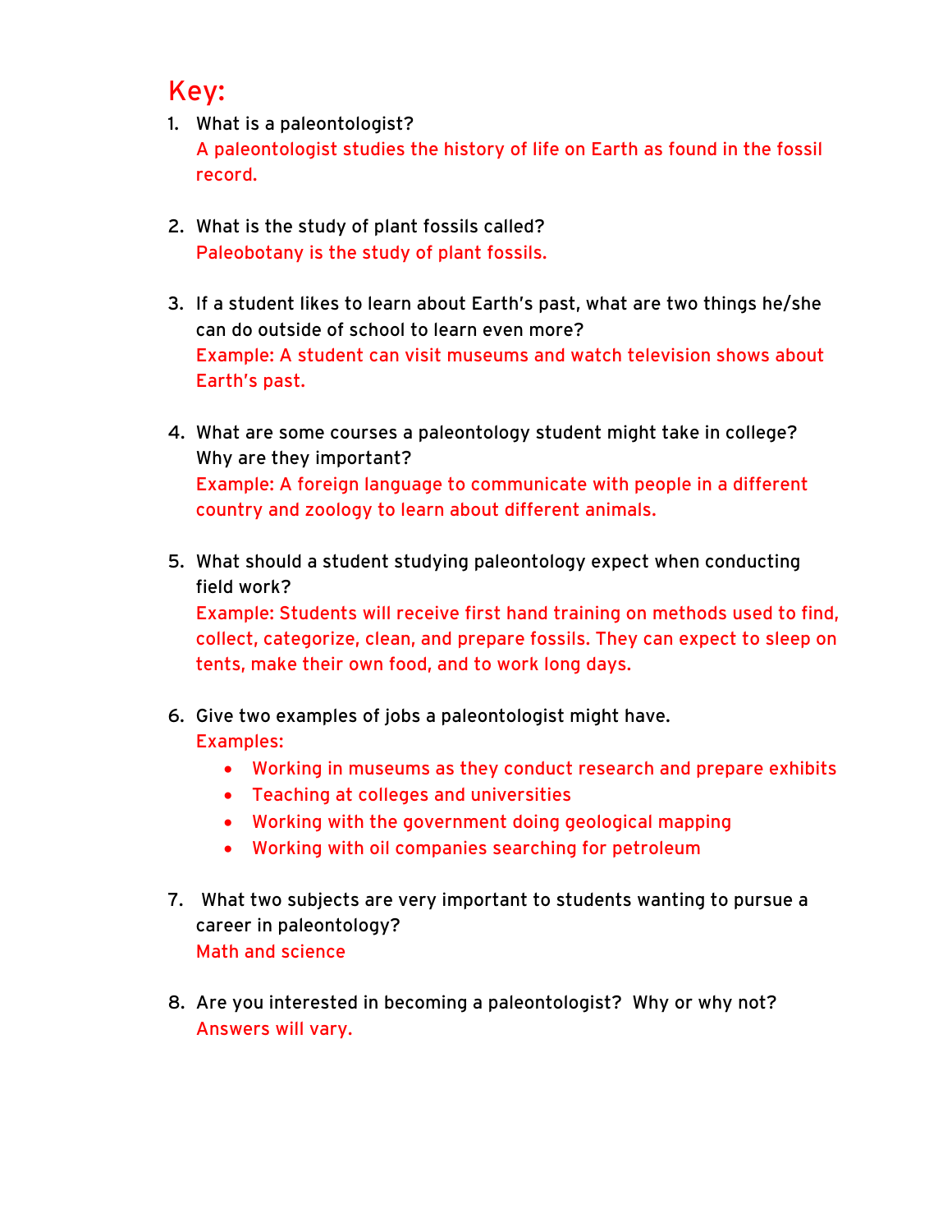# Key:

1. What is a paleontologist?
   A paleontologist studies the history of life on Earth as found in the fossil record.

2. What is the study of plant fossils called?
   Paleobotany is the study of plant fossils.

3. If a student likes to learn about Earth's past, what are two things he/she can do outside of school to learn even more?
   Example: A student can visit museums and watch television shows about Earth's past.

4. What are some courses a paleontology student might take in college? Why are they important?
   Example: A foreign language to communicate with people in a different country and zoology to learn about different animals.

5. What should a student studying paleontology expect when conducting field work?
   Example: Students will receive first hand training on methods used to find, collect, categorize, clean, and prepare fossils. They can expect to sleep on tents, make their own food, and to work long days.

6. Give two examples of jobs a paleontologist might have.
   Examples:
   - Working in museums as they conduct research and prepare exhibits
   - Teaching at colleges and universities
   - Working with the government doing geological mapping
   - Working with oil companies searching for petroleum

7. What two subjects are very important to students wanting to pursue a career in paleontology?
   Math and science

8. Are you interested in becoming a paleontologist? Why or why not?
   Answers will vary.